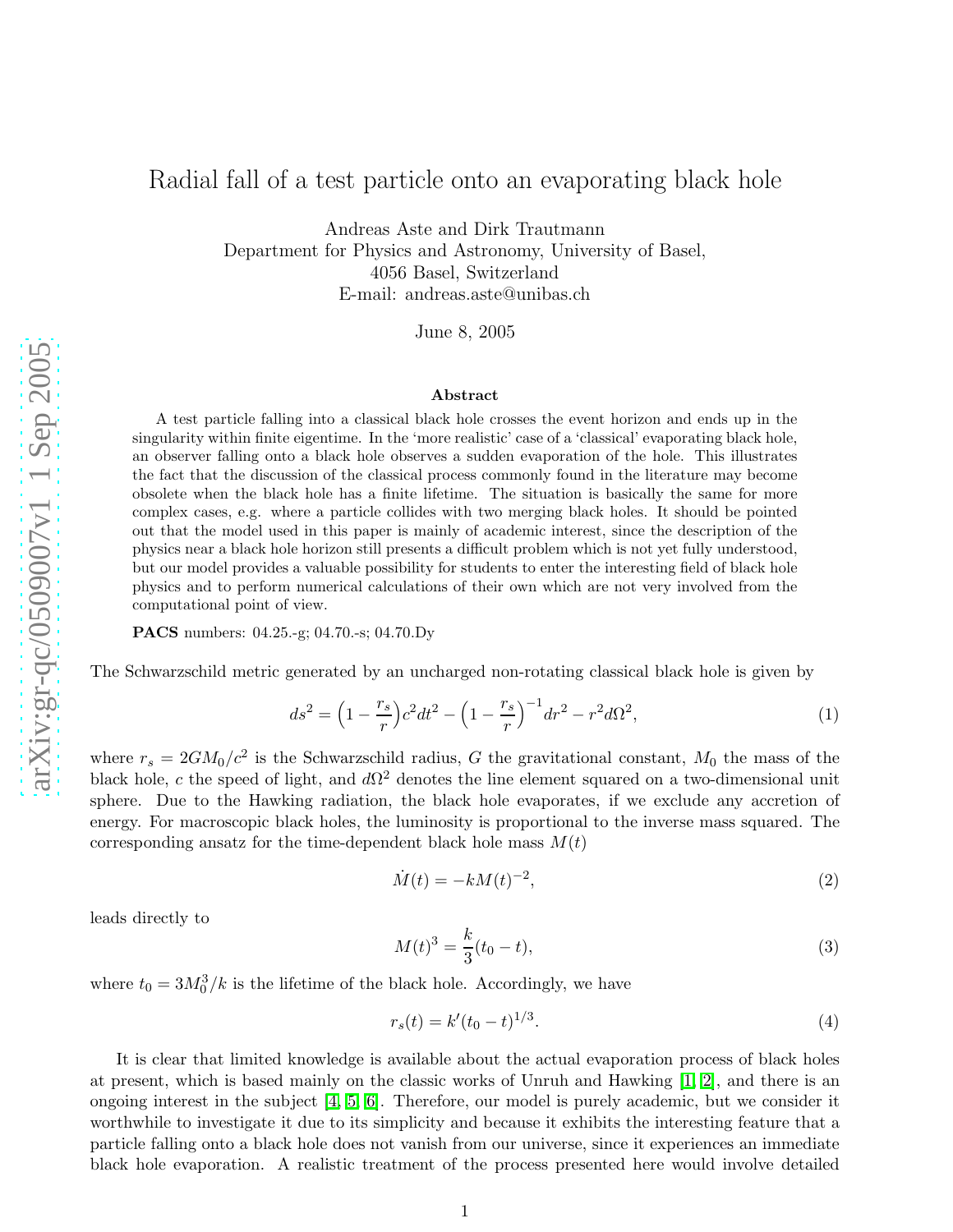# Radial fall of a test particle onto an evaporating black hole

Andreas Aste and Dirk Trautmann
Department for Physics and Astronomy, University of Basel,
4056 Basel, Switzerland
E-mail: andreas.aste@unibas.ch

June 8, 2005

### Abstract

A test particle falling into a classical black hole crosses the event horizon and ends up in the singularity within finite eigentime. In the 'more realistic' case of a 'classical' evaporating black hole, an observer falling onto a black hole observes a sudden evaporation of the hole. This illustrates the fact that the discussion of the classical process commonly found in the literature may become obsolete when the black hole has a finite lifetime. The situation is basically the same for more complex cases, e.g. where a particle collides with two merging black holes. It should be pointed out that the model used in this paper is mainly of academic interest, since the description of the physics near a black hole horizon still presents a difficult problem which is not yet fully understood, but our model provides a valuable possibility for students to enter the interesting field of black hole physics and to perform numerical calculations of their own which are not very involved from the computational point of view.

**PACS** numbers: 04.25.-g; 04.70.-s; 04.70.Dy

The Schwarzschild metric generated by an uncharged non-rotating classical black hole is given by

$$ds^2 = \Big(1 - \frac{r_s}{r}\Big)c^2 dt^2 - \Big(1 - \frac{r_s}{r}\Big)^{-1} dr^2 - r^2 d\Omega^2, \tag{1}$$

where $r_s = 2GM_0/c^2$ is the Schwarzschild radius, $G$ the gravitational constant, $M_0$ the mass of the black hole, $c$ the speed of light, and $d\Omega^2$ denotes the line element squared on a two-dimensional unit sphere. Due to the Hawking radiation, the black hole evaporates, if we exclude any accretion of energy. For macroscopic black holes, the luminosity is proportional to the inverse mass squared. The corresponding ansatz for the time-dependent black hole mass $M(t)$

$$\dot{M}(t) = -kM(t)^{-2}, \tag{2}$$

leads directly to

$$M(t)^3 = \frac{k}{3}(t_0 - t), \tag{3}$$

where $t_0 = 3M_0^3/k$ is the lifetime of the black hole. Accordingly, we have

$$r_s(t) = k'(t_0 - t)^{1/3}. \tag{4}$$

It is clear that limited knowledge is available about the actual evaporation process of black holes at present, which is based mainly on the classic works of Unruh and Hawking [1, 2], and there is an ongoing interest in the subject [4, 5, 6]. Therefore, our model is purely academic, but we consider it worthwhile to investigate it due to its simplicity and because it exhibits the interesting feature that a particle falling onto a black hole does not vanish from our universe, since it experiences an immediate black hole evaporation. A realistic treatment of the process presented here would involve detailed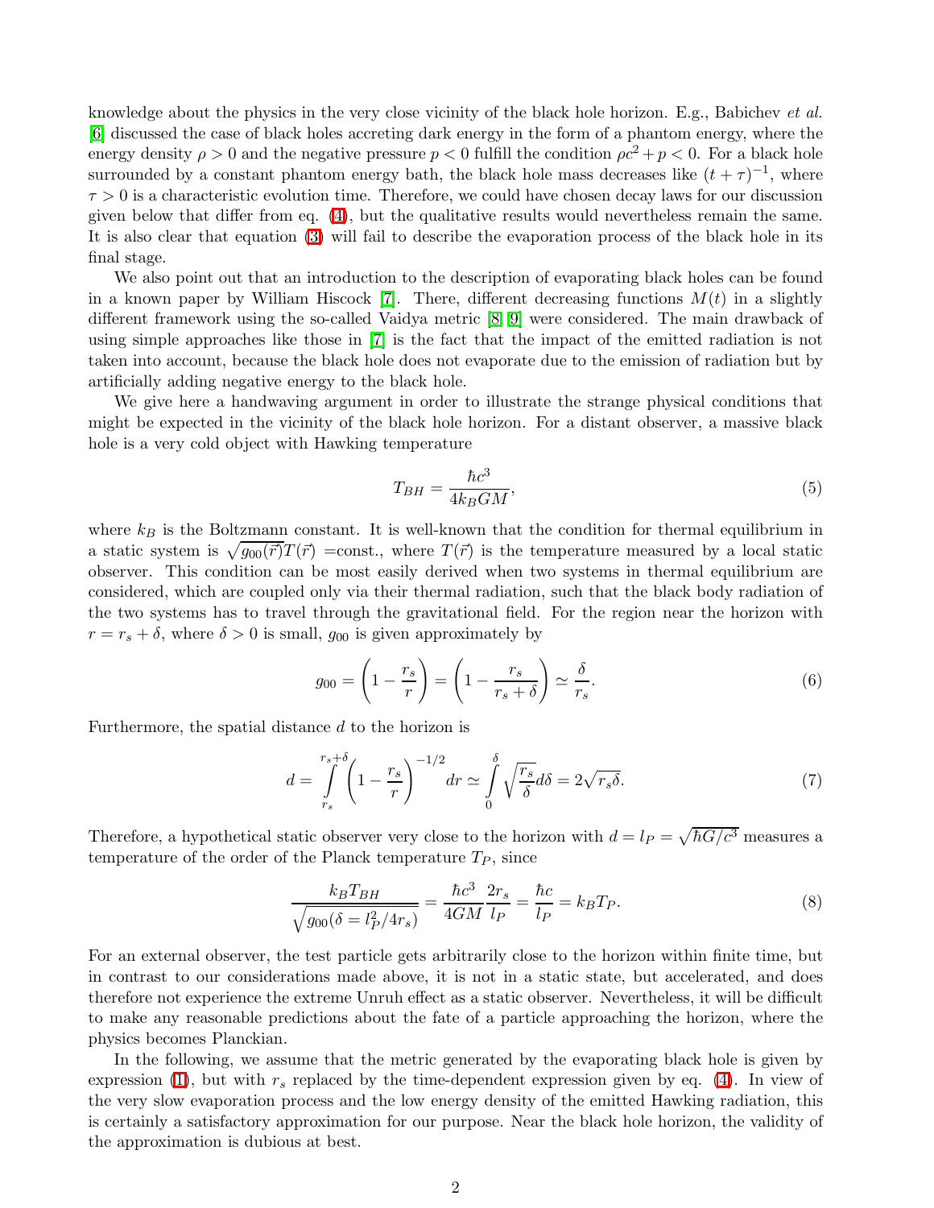knowledge about the physics in the very close vicinity of the black hole horizon. E.g., Babichev *et al.* [6] discussed the case of black holes accreting dark energy in the form of a phantom energy, where the energy density $\rho > 0$ and the negative pressure $p < 0$ fulfill the condition $\rho c^2 + p < 0$. For a black hole surrounded by a constant phantom energy bath, the black hole mass decreases like $(t+\tau)^{-1}$, where $\tau > 0$ is a characteristic evolution time. Therefore, we could have chosen decay laws for our discussion given below that differ from eq. (4), but the qualitative results would nevertheless remain the same. It is also clear that equation (3) will fail to describe the evaporation process of the black hole in its final stage.

We also point out that an introduction to the description of evaporating black holes can be found in a known paper by William Hiscock [7]. There, different decreasing functions $M(t)$ in a slightly different framework using the so-called Vaidya metric [8,9] were considered. The main drawback of using simple approaches like those in [7] is the fact that the impact of the emitted radiation is not taken into account, because the black hole does not evaporate due to the emission of radiation but by artificially adding negative energy to the black hole.

We give here a handwaving argument in order to illustrate the strange physical conditions that might be expected in the vicinity of the black hole horizon. For a distant observer, a massive black hole is a very cold object with Hawking temperature

$$T_{BH} = \frac{\hbar c^3}{4 k_B G M}, \tag{5}$$

where $k_B$ is the Boltzmann constant. It is well-known that the condition for thermal equilibrium in a static system is $\sqrt{g_{00}(\vec{r})}T(\vec{r})$ =const., where $T(\vec{r})$ is the temperature measured by a local static observer. This condition can be most easily derived when two systems in thermal equilibrium are considered, which are coupled only via their thermal radiation, such that the black body radiation of the two systems has to travel through the gravitational field. For the region near the horizon with $r = r_s + \delta$, where $\delta > 0$ is small, $g_{00}$ is given approximately by

$$g_{00} = \left(1 - \frac{r_s}{r}\right) = \left(1 - \frac{r_s}{r_s + \delta}\right) \simeq \frac{\delta}{r_s}. \tag{6}$$

Furthermore, the spatial distance $d$ to the horizon is

$$d = \int\limits_{r_s}^{r_s+\delta} \left(1 - \frac{r_s}{r}\right)^{-1/2} dr \simeq \int\limits_0^{\delta} \sqrt{\frac{r_s}{\delta}} d\delta = 2\sqrt{r_s \delta}. \tag{7}$$

Therefore, a hypothetical static observer very close to the horizon with $d = l_P = \sqrt{\hbar G/c^3}$ measures a temperature of the order of the Planck temperature $T_P$, since

$$\frac{k_B T_{BH}}{\sqrt{g_{00}(\delta = l_P^2/4r_s)}} = \frac{\hbar c^3}{4GM}\frac{2r_s}{l_P} = \frac{\hbar c}{l_P} = k_B T_P. \tag{8}$$

For an external observer, the test particle gets arbitrarily close to the horizon within finite time, but in contrast to our considerations made above, it is not in a static state, but accelerated, and does therefore not experience the extreme Unruh effect as a static observer. Nevertheless, it will be difficult to make any reasonable predictions about the fate of a particle approaching the horizon, where the physics becomes Planckian.

In the following, we assume that the metric generated by the evaporating black hole is given by expression (1), but with $r_s$ replaced by the time-dependent expression given by eq. (4). In view of the very slow evaporation process and the low energy density of the emitted Hawking radiation, this is certainly a satisfactory approximation for our purpose. Near the black hole horizon, the validity of the approximation is dubious at best.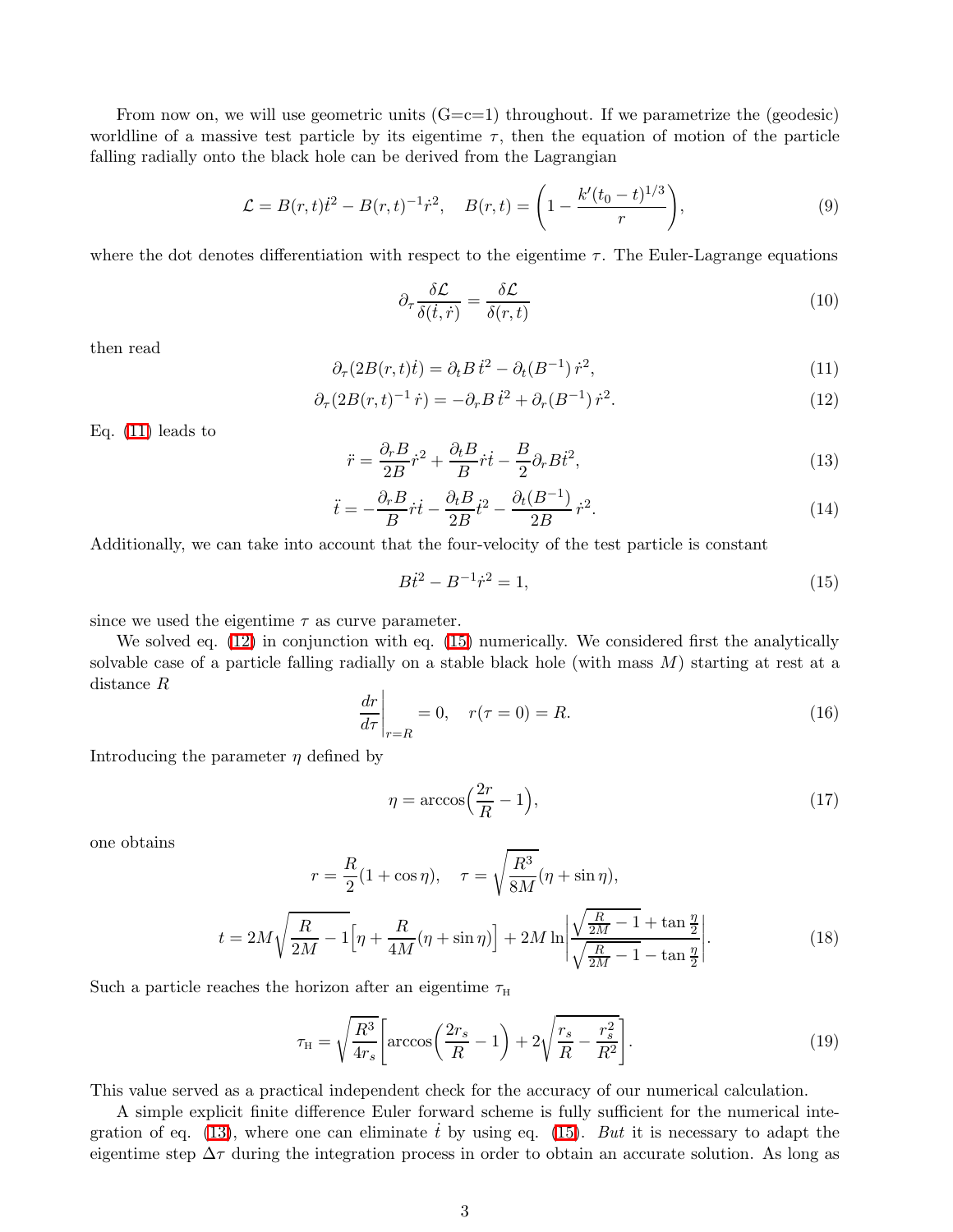From now on, we will use geometric units (G=c=1) throughout. If we parametrize the (geodesic) worldline of a massive test particle by its eigentime $\tau$, then the equation of motion of the particle falling radially onto the black hole can be derived from the Lagrangian

$$\mathcal{L} = B(r,t)\dot{t}^2 - B(r,t)^{-1}\dot{r}^2, \quad B(r,t) = \left(1 - \frac{k'(t_0-t)^{1/3}}{r}\right), \tag{9}$$

where the dot denotes differentiation with respect to the eigentime $\tau$. The Euler-Lagrange equations

$$\partial_\tau \frac{\delta \mathcal{L}}{\delta(\dot{t},\dot{r})} = \frac{\delta \mathcal{L}}{\delta(r,t)} \tag{10}$$

then read

$$\partial_\tau(2B(r,t)\dot{t}) = \partial_t B\,\dot{t}^2 - \partial_t(B^{-1})\,\dot{r}^2, \tag{11}$$

$$\partial_\tau(2B(r,t)^{-1}\,\dot{r}) = -\partial_r B\,\dot{t}^2 + \partial_r(B^{-1})\,\dot{r}^2. \tag{12}$$

Eq. (11) leads to

$$\ddot{r} = \frac{\partial_r B}{2B}\dot{r}^2 + \frac{\partial_t B}{B}\dot{r}\dot{t} - \frac{B}{2}\partial_r B\dot{t}^2, \tag{13}$$

$$\ddot{t} = -\frac{\partial_r B}{B}\dot{r}\dot{t} - \frac{\partial_t B}{2B}\dot{t}^2 - \frac{\partial_t(B^{-1})}{2B}\,\dot{r}^2. \tag{14}$$

Additionally, we can take into account that the four-velocity of the test particle is constant

$$B\dot{t}^2 - B^{-1}\dot{r}^2 = 1, \tag{15}$$

since we used the eigentime $\tau$ as curve parameter.

We solved eq. (12) in conjunction with eq. (15) numerically. We considered first the analytically solvable case of a particle falling radially on a stable black hole (with mass $M$) starting at rest at a distance $R$

$$\left.\frac{dr}{d\tau}\right|_{r=R} = 0, \quad r(\tau=0) = R. \tag{16}$$

Introducing the parameter $\eta$ defined by

$$\eta = \arccos\left(\frac{2r}{R} - 1\right), \tag{17}$$

one obtains

$$r = \frac{R}{2}(1+\cos\eta), \quad \tau = \sqrt{\frac{R^3}{8M}}(\eta + \sin\eta),$$

$$t = 2M\sqrt{\frac{R}{2M} - 1}\left[\eta + \frac{R}{4M}(\eta + \sin\eta)\right] + 2M\ln\left|\frac{\sqrt{\frac{R}{2M}-1} + \tan\frac{\eta}{2}}{\sqrt{\frac{R}{2M}-1} - \tan\frac{\eta}{2}}\right|. \tag{18}$$

Such a particle reaches the horizon after an eigentime $\tau_{\rm H}$

$$\tau_{\rm H} = \sqrt{\frac{R^3}{4r_s}}\left[\arccos\left(\frac{2r_s}{R} - 1\right) + 2\sqrt{\frac{r_s}{R} - \frac{r_s^2}{R^2}}\right]. \tag{19}$$

This value served as a practical independent check for the accuracy of our numerical calculation.

A simple explicit finite difference Euler forward scheme is fully sufficient for the numerical integration of eq. (13), where one can eliminate $\dot{t}$ by using eq. (15). *But* it is necessary to adapt the eigentime step $\Delta\tau$ during the integration process in order to obtain an accurate solution. As long as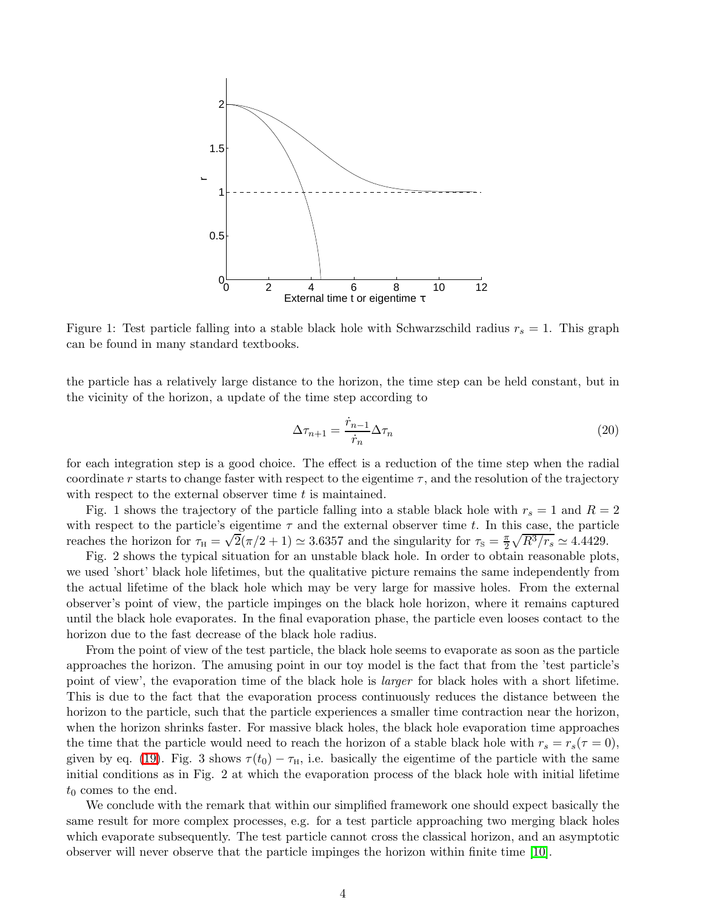Figure 1: Test particle falling into a stable black hole with Schwarzschild radius $r_s = 1$. This graph can be found in many standard textbooks.

the particle has a relatively large distance to the horizon, the time step can be held constant, but in the vicinity of the horizon, a update of the time step according to

$$\Delta\tau_{n+1} = \frac{\dot{r}_{n-1}}{\dot{r}_n}\Delta\tau_n \tag{20}$$

for each integration step is a good choice. The effect is a reduction of the time step when the radial coordinate $r$ starts to change faster with respect to the eigentime $\tau$, and the resolution of the trajectory with respect to the external observer time $t$ is maintained.

Fig. 1 shows the trajectory of the particle falling into a stable black hole with $r_s = 1$ and $R = 2$ with respect to the particle's eigentime $\tau$ and the external observer time $t$. In this case, the particle reaches the horizon for $\tau_{\rm H} = \sqrt{2}(\pi/2 + 1) \simeq 3.6357$ and the singularity for $\tau_{\rm S} = \frac{\pi}{2}\sqrt{R^3/r_s} \simeq 4.4429$.

Fig. 2 shows the typical situation for an unstable black hole. In order to obtain reasonable plots, we used 'short' black hole lifetimes, but the qualitative picture remains the same independently from the actual lifetime of the black hole which may be very large for massive holes. From the external observer's point of view, the particle impinges on the black hole horizon, where it remains captured until the black hole evaporates. In the final evaporation phase, the particle even looses contact to the horizon due to the fast decrease of the black hole radius.

From the point of view of the test particle, the black hole seems to evaporate as soon as the particle approaches the horizon. The amusing point in our toy model is the fact that from the 'test particle's point of view', the evaporation time of the black hole is *larger* for black holes with a short lifetime. This is due to the fact that the evaporation process continuously reduces the distance between the horizon to the particle, such that the particle experiences a smaller time contraction near the horizon, when the horizon shrinks faster. For massive black holes, the black hole evaporation time approaches the time that the particle would need to reach the horizon of a stable black hole with $r_s = r_s(\tau = 0)$, given by eq. (19). Fig. 3 shows $\tau(t_0) - \tau_{\rm H}$, i.e. basically the eigentime of the particle with the same initial conditions as in Fig. 2 at which the evaporation process of the black hole with initial lifetime $t_0$ comes to the end.

We conclude with the remark that within our simplified framework one should expect basically the same result for more complex processes, e.g. for a test particle approaching two merging black holes which evaporate subsequently. The test particle cannot cross the classical horizon, and an asymptotic observer will never observe that the particle impinges the horizon within finite time [10].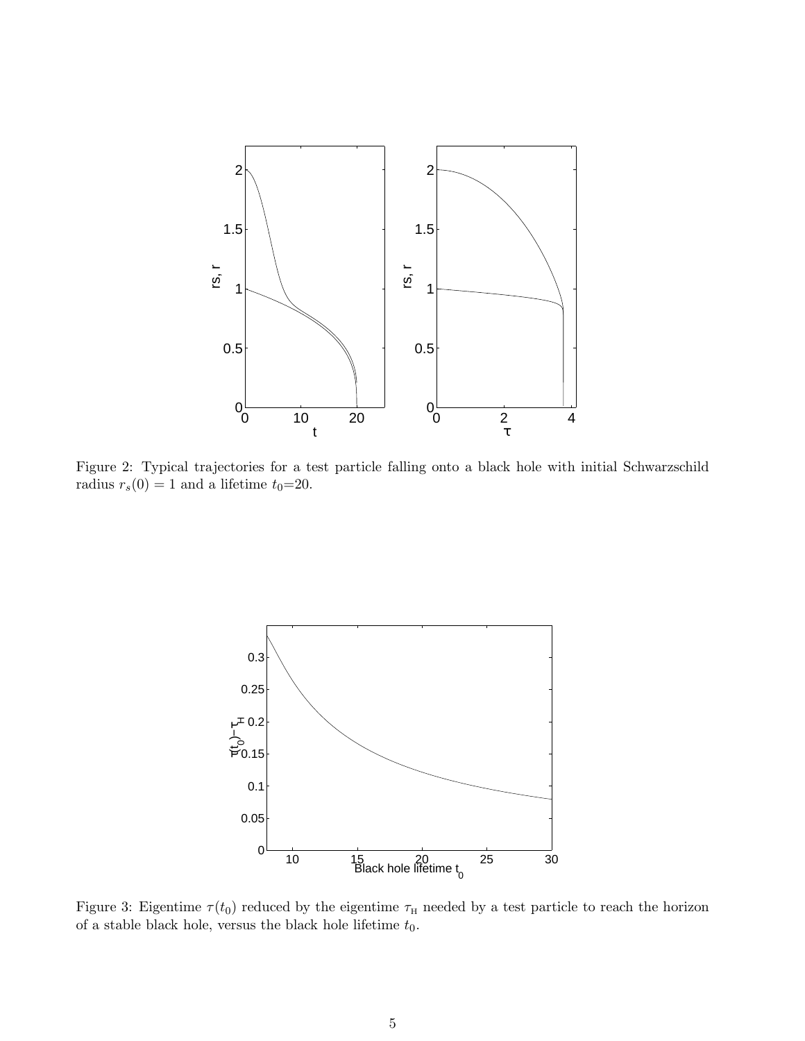Figure 2: Typical trajectories for a test particle falling onto a black hole with initial Schwarzschild radius $r_s(0) = 1$ and a lifetime $t_0$=20.

Figure 3: Eigentime $\tau(t_0)$ reduced by the eigentime $\tau_{\mathrm{H}}$ needed by a test particle to reach the horizon of a stable black hole, versus the black hole lifetime $t_0$.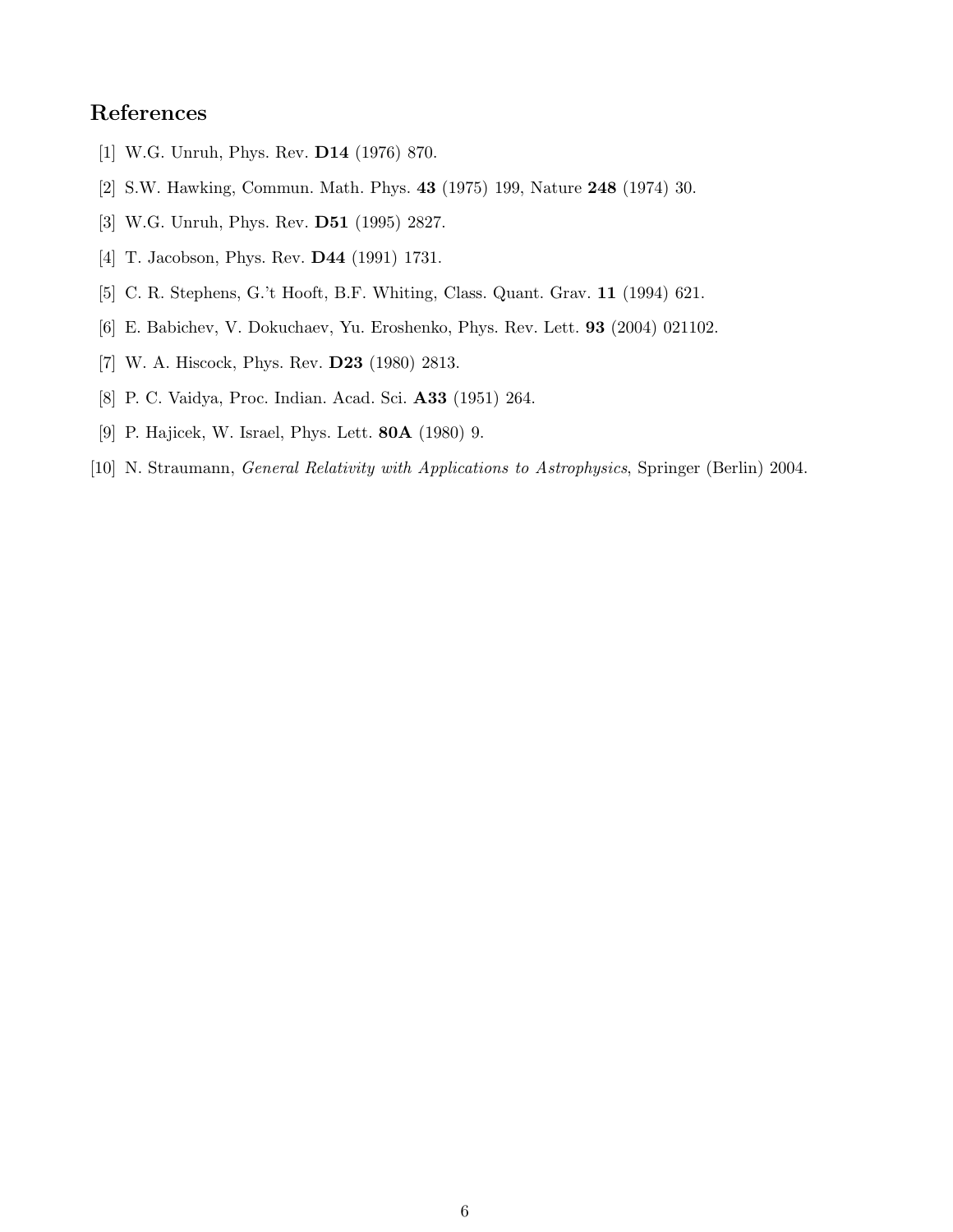## References

[1] W.G. Unruh, Phys. Rev. **D14** (1976) 870.

[2] S.W. Hawking, Commun. Math. Phys. **43** (1975) 199, Nature **248** (1974) 30.

[3] W.G. Unruh, Phys. Rev. **D51** (1995) 2827.

[4] T. Jacobson, Phys. Rev. **D44** (1991) 1731.

[5] C. R. Stephens, G.'t Hooft, B.F. Whiting, Class. Quant. Grav. **11** (1994) 621.

[6] E. Babichev, V. Dokuchaev, Yu. Eroshenko, Phys. Rev. Lett. **93** (2004) 021102.

[7] W. A. Hiscock, Phys. Rev. **D23** (1980) 2813.

[8] P. C. Vaidya, Proc. Indian. Acad. Sci. **A33** (1951) 264.

[9] P. Hajicek, W. Israel, Phys. Lett. **80A** (1980) 9.

[10] N. Straumann, *General Relativity with Applications to Astrophysics*, Springer (Berlin) 2004.